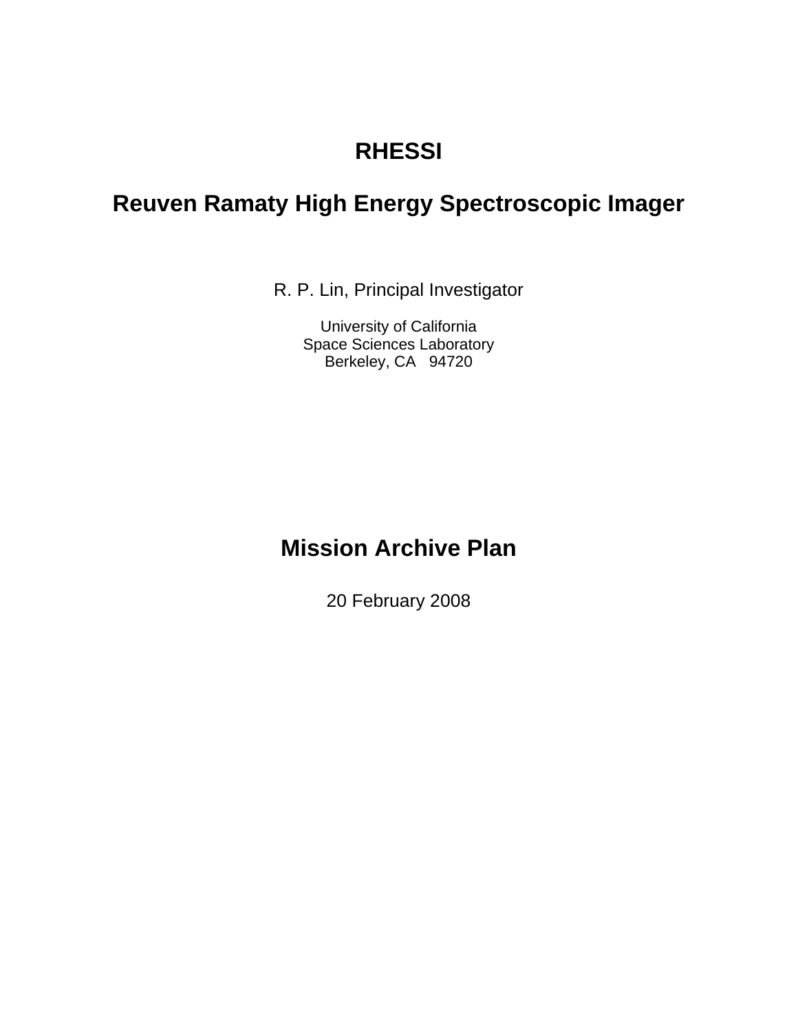# RHESSI

# Reuven Ramaty High Energy Spectroscopic Imager

R. P. Lin, Principal Investigator

University of California
Space Sciences Laboratory
Berkeley, CA 94720

# Mission Archive Plan

20 February 2008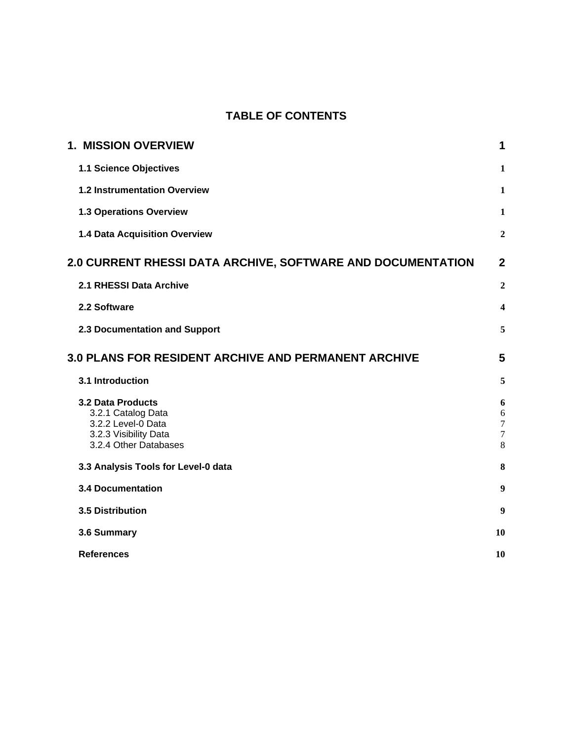# TABLE OF CONTENTS

| | |
|---|---|
| **1. MISSION OVERVIEW** | **1** |
| **1.1 Science Objectives** | **1** |
| **1.2 Instrumentation Overview** | **1** |
| **1.3 Operations Overview** | **1** |
| **1.4 Data Acquisition Overview** | **2** |
| **2.0 CURRENT RHESSI DATA ARCHIVE, SOFTWARE AND DOCUMENTATION** | **2** |
| **2.1 RHESSI Data Archive** | **2** |
| **2.2 Software** | **4** |
| **2.3 Documentation and Support** | **5** |
| **3.0 PLANS FOR RESIDENT ARCHIVE AND PERMANENT ARCHIVE** | **5** |
| **3.1 Introduction** | **5** |
| **3.2 Data Products** | **6** |
| 3.2.1 Catalog Data | 6 |
| 3.2.2 Level-0 Data | 7 |
| 3.2.3 Visibility Data | 7 |
| 3.2.4 Other Databases | 8 |
| **3.3 Analysis Tools for Level-0 data** | **8** |
| **3.4 Documentation** | **9** |
| **3.5 Distribution** | **9** |
| **3.6 Summary** | **10** |
| **References** | **10** |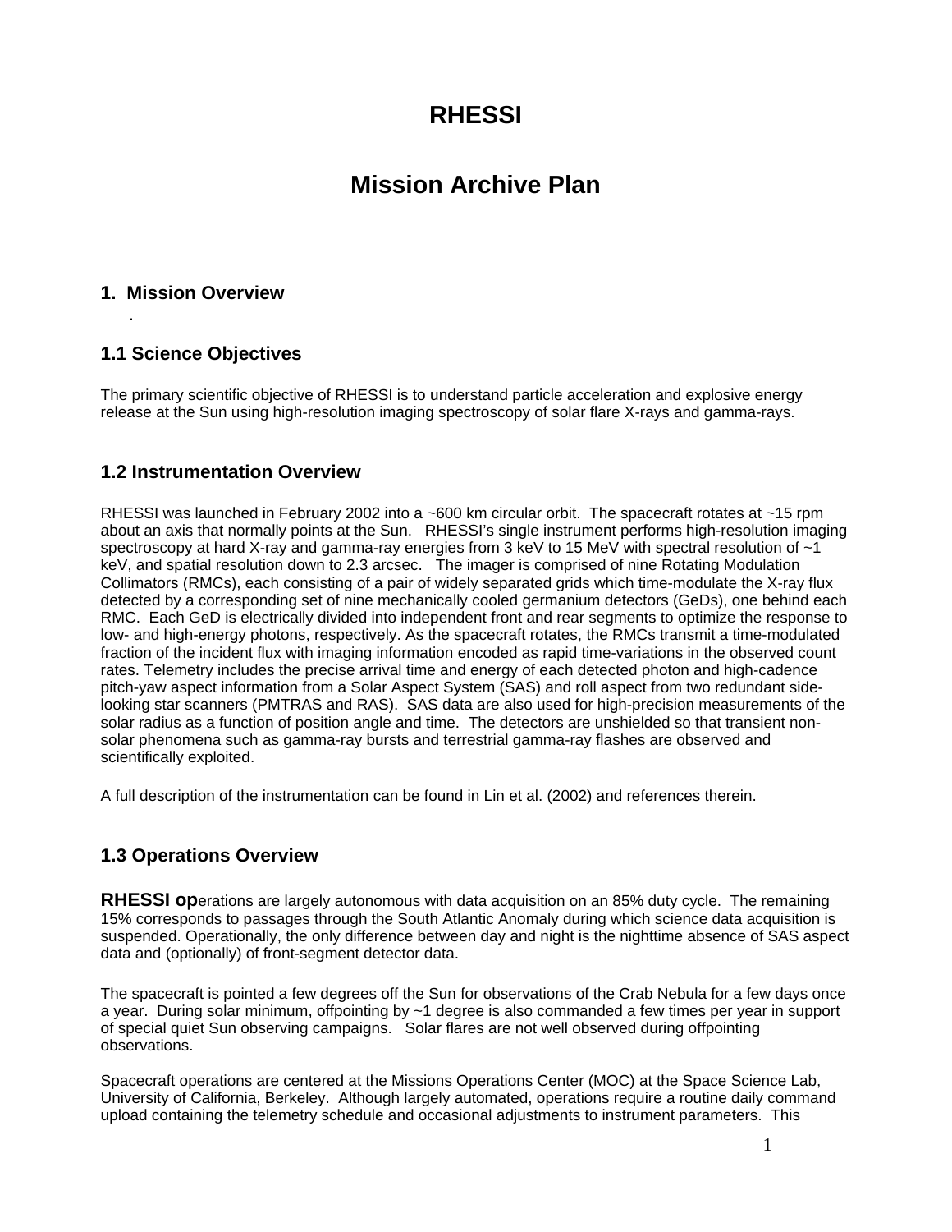# RHESSI

# Mission Archive Plan

## 1. Mission Overview

.

### 1.1 Science Objectives

The primary scientific objective of RHESSI is to understand particle acceleration and explosive energy release at the Sun using high-resolution imaging spectroscopy of solar flare X-rays and gamma-rays.

### 1.2 Instrumentation Overview

RHESSI was launched in February 2002 into a ~600 km circular orbit. The spacecraft rotates at ~15 rpm about an axis that normally points at the Sun. RHESSI's single instrument performs high-resolution imaging spectroscopy at hard X-ray and gamma-ray energies from 3 keV to 15 MeV with spectral resolution of ~1 keV, and spatial resolution down to 2.3 arcsec. The imager is comprised of nine Rotating Modulation Collimators (RMCs), each consisting of a pair of widely separated grids which time-modulate the X-ray flux detected by a corresponding set of nine mechanically cooled germanium detectors (GeDs), one behind each RMC. Each GeD is electrically divided into independent front and rear segments to optimize the response to low- and high-energy photons, respectively. As the spacecraft rotates, the RMCs transmit a time-modulated fraction of the incident flux with imaging information encoded as rapid time-variations in the observed count rates. Telemetry includes the precise arrival time and energy of each detected photon and high-cadence pitch-yaw aspect information from a Solar Aspect System (SAS) and roll aspect from two redundant side-looking star scanners (PMTRAS and RAS). SAS data are also used for high-precision measurements of the solar radius as a function of position angle and time. The detectors are unshielded so that transient non-solar phenomena such as gamma-ray bursts and terrestrial gamma-ray flashes are observed and scientifically exploited.

A full description of the instrumentation can be found in Lin et al. (2002) and references therein.

### 1.3 Operations Overview

**RHESSI op**erations are largely autonomous with data acquisition on an 85% duty cycle. The remaining 15% corresponds to passages through the South Atlantic Anomaly during which science data acquisition is suspended. Operationally, the only difference between day and night is the nighttime absence of SAS aspect data and (optionally) of front-segment detector data.

The spacecraft is pointed a few degrees off the Sun for observations of the Crab Nebula for a few days once a year. During solar minimum, offpointing by ~1 degree is also commanded a few times per year in support of special quiet Sun observing campaigns. Solar flares are not well observed during offpointing observations.

Spacecraft operations are centered at the Missions Operations Center (MOC) at the Space Science Lab, University of California, Berkeley. Although largely automated, operations require a routine daily command upload containing the telemetry schedule and occasional adjustments to instrument parameters. This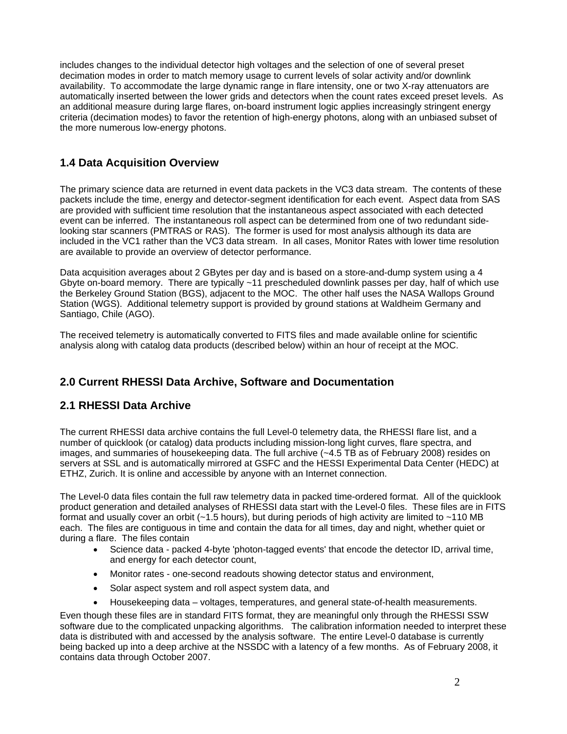includes changes to the individual detector high voltages and the selection of one of several preset decimation modes in order to match memory usage to current levels of solar activity and/or downlink availability. To accommodate the large dynamic range in flare intensity, one or two X-ray attenuators are automatically inserted between the lower grids and detectors when the count rates exceed preset levels. As an additional measure during large flares, on-board instrument logic applies increasingly stringent energy criteria (decimation modes) to favor the retention of high-energy photons, along with an unbiased subset of the more numerous low-energy photons.

## 1.4 Data Acquisition Overview

The primary science data are returned in event data packets in the VC3 data stream. The contents of these packets include the time, energy and detector-segment identification for each event. Aspect data from SAS are provided with sufficient time resolution that the instantaneous aspect associated with each detected event can be inferred. The instantaneous roll aspect can be determined from one of two redundant side-looking star scanners (PMTRAS or RAS). The former is used for most analysis although its data are included in the VC1 rather than the VC3 data stream. In all cases, Monitor Rates with lower time resolution are available to provide an overview of detector performance.

Data acquisition averages about 2 GBytes per day and is based on a store-and-dump system using a 4 Gbyte on-board memory. There are typically ~11 prescheduled downlink passes per day, half of which use the Berkeley Ground Station (BGS), adjacent to the MOC. The other half uses the NASA Wallops Ground Station (WGS). Additional telemetry support is provided by ground stations at Waldheim Germany and Santiago, Chile (AGO).

The received telemetry is automatically converted to FITS files and made available online for scientific analysis along with catalog data products (described below) within an hour of receipt at the MOC.

## 2.0 Current RHESSI Data Archive, Software and Documentation

## 2.1 RHESSI Data Archive

The current RHESSI data archive contains the full Level-0 telemetry data, the RHESSI flare list, and a number of quicklook (or catalog) data products including mission-long light curves, flare spectra, and images, and summaries of housekeeping data. The full archive (~4.5 TB as of February 2008) resides on servers at SSL and is automatically mirrored at GSFC and the HESSI Experimental Data Center (HEDC) at ETHZ, Zurich. It is online and accessible by anyone with an Internet connection.

The Level-0 data files contain the full raw telemetry data in packed time-ordered format. All of the quicklook product generation and detailed analyses of RHESSI data start with the Level-0 files. These files are in FITS format and usually cover an orbit (~1.5 hours), but during periods of high activity are limited to ~110 MB each. The files are contiguous in time and contain the data for all times, day and night, whether quiet or during a flare. The files contain

- Science data - packed 4-byte 'photon-tagged events' that encode the detector ID, arrival time, and energy for each detector count,
- Monitor rates - one-second readouts showing detector status and environment,
- Solar aspect system and roll aspect system data, and
- Housekeeping data – voltages, temperatures, and general state-of-health measurements.

Even though these files are in standard FITS format, they are meaningful only through the RHESSI SSW software due to the complicated unpacking algorithms. The calibration information needed to interpret these data is distributed with and accessed by the analysis software. The entire Level-0 database is currently being backed up into a deep archive at the NSSDC with a latency of a few months. As of February 2008, it contains data through October 2007.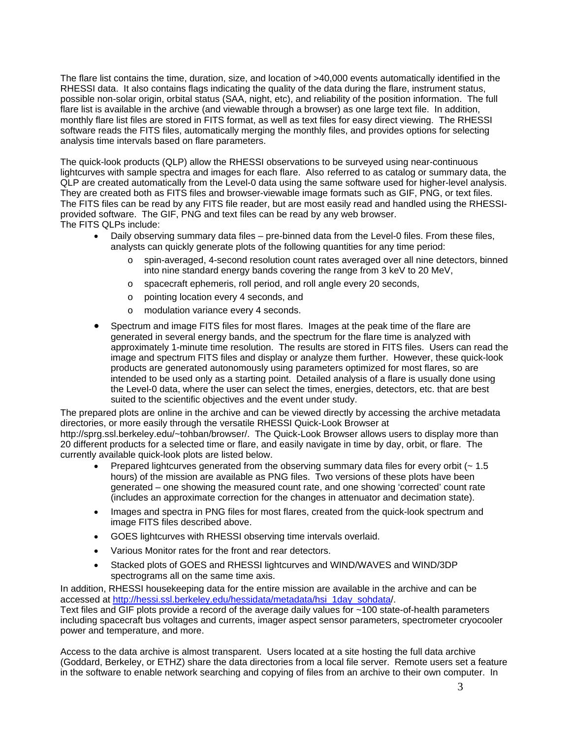The flare list contains the time, duration, size, and location of >40,000 events automatically identified in the RHESSI data. It also contains flags indicating the quality of the data during the flare, instrument status, possible non-solar origin, orbital status (SAA, night, etc), and reliability of the position information. The full flare list is available in the archive (and viewable through a browser) as one large text file. In addition, monthly flare list files are stored in FITS format, as well as text files for easy direct viewing. The RHESSI software reads the FITS files, automatically merging the monthly files, and provides options for selecting analysis time intervals based on flare parameters.

The quick-look products (QLP) allow the RHESSI observations to be surveyed using near-continuous lightcurves with sample spectra and images for each flare. Also referred to as catalog or summary data, the QLP are created automatically from the Level-0 data using the same software used for higher-level analysis. They are created both as FITS files and browser-viewable image formats such as GIF, PNG, or text files. The FITS files can be read by any FITS file reader, but are most easily read and handled using the RHESSI-provided software. The GIF, PNG and text files can be read by any web browser.
The FITS QLPs include:

- Daily observing summary data files – pre-binned data from the Level-0 files. From these files, analysts can quickly generate plots of the following quantities for any time period:
    - spin-averaged, 4-second resolution count rates averaged over all nine detectors, binned into nine standard energy bands covering the range from 3 keV to 20 MeV,
    - spacecraft ephemeris, roll period, and roll angle every 20 seconds,
    - pointing location every 4 seconds, and
    - modulation variance every 4 seconds.
- Spectrum and image FITS files for most flares. Images at the peak time of the flare are generated in several energy bands, and the spectrum for the flare time is analyzed with approximately 1-minute time resolution. The results are stored in FITS files. Users can read the image and spectrum FITS files and display or analyze them further. However, these quick-look products are generated autonomously using parameters optimized for most flares, so are intended to be used only as a starting point. Detailed analysis of a flare is usually done using the Level-0 data, where the user can select the times, energies, detectors, etc. that are best suited to the scientific objectives and the event under study.

The prepared plots are online in the archive and can be viewed directly by accessing the archive metadata directories, or more easily through the versatile RHESSI Quick-Look Browser at http://sprg.ssl.berkeley.edu/~tohban/browser/. The Quick-Look Browser allows users to display more than 20 different products for a selected time or flare, and easily navigate in time by day, orbit, or flare. The currently available quick-look plots are listed below.

- Prepared lightcurves generated from the observing summary data files for every orbit (~ 1.5 hours) of the mission are available as PNG files. Two versions of these plots have been generated – one showing the measured count rate, and one showing 'corrected' count rate (includes an approximate correction for the changes in attenuator and decimation state).
- Images and spectra in PNG files for most flares, created from the quick-look spectrum and image FITS files described above.
- GOES lightcurves with RHESSI observing time intervals overlaid.
- Various Monitor rates for the front and rear detectors.
- Stacked plots of GOES and RHESSI lightcurves and WIND/WAVES and WIND/3DP spectrograms all on the same time axis.

In addition, RHESSI housekeeping data for the entire mission are available in the archive and can be accessed at http://hessi.ssl.berkeley.edu/hessidata/metadata/hsi_1day_sohdata/.
Text files and GIF plots provide a record of the average daily values for ~100 state-of-health parameters including spacecraft bus voltages and currents, imager aspect sensor parameters, spectrometer cryocooler power and temperature, and more.

Access to the data archive is almost transparent. Users located at a site hosting the full data archive (Goddard, Berkeley, or ETHZ) share the data directories from a local file server. Remote users set a feature in the software to enable network searching and copying of files from an archive to their own computer. In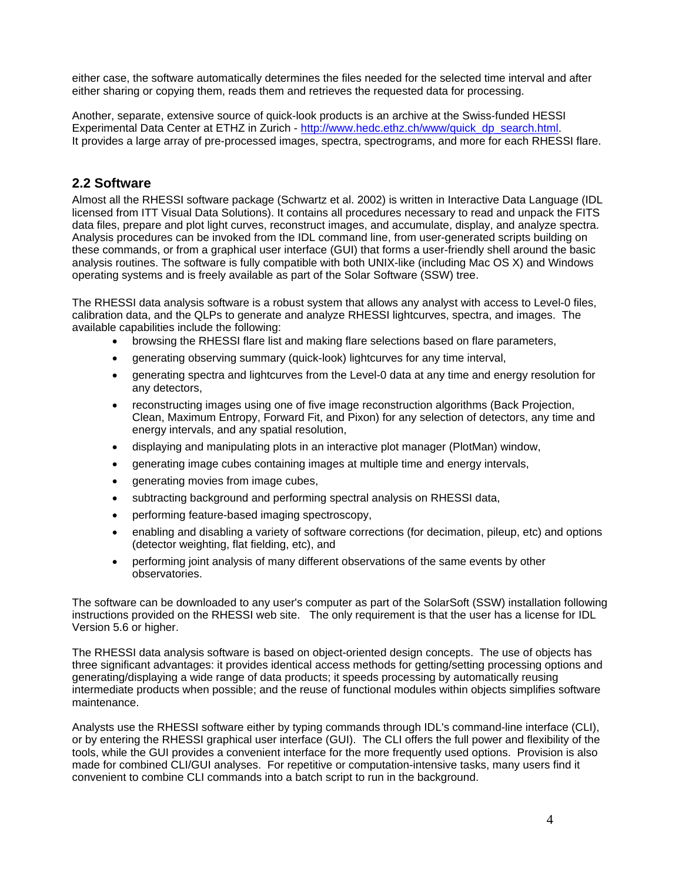either case, the software automatically determines the files needed for the selected time interval and after either sharing or copying them, reads them and retrieves the requested data for processing.

Another, separate, extensive source of quick-look products is an archive at the Swiss-funded HESSI Experimental Data Center at ETHZ in Zurich - http://www.hedc.ethz.ch/www/quick_dp_search.html. It provides a large array of pre-processed images, spectra, spectrograms, and more for each RHESSI flare.

## 2.2 Software

Almost all the RHESSI software package (Schwartz et al. 2002) is written in Interactive Data Language (IDL licensed from ITT Visual Data Solutions). It contains all procedures necessary to read and unpack the FITS data files, prepare and plot light curves, reconstruct images, and accumulate, display, and analyze spectra. Analysis procedures can be invoked from the IDL command line, from user-generated scripts building on these commands, or from a graphical user interface (GUI) that forms a user-friendly shell around the basic analysis routines. The software is fully compatible with both UNIX-like (including Mac OS X) and Windows operating systems and is freely available as part of the Solar Software (SSW) tree.

The RHESSI data analysis software is a robust system that allows any analyst with access to Level-0 files, calibration data, and the QLPs to generate and analyze RHESSI lightcurves, spectra, and images. The available capabilities include the following:

- browsing the RHESSI flare list and making flare selections based on flare parameters,
- generating observing summary (quick-look) lightcurves for any time interval,
- generating spectra and lightcurves from the Level-0 data at any time and energy resolution for any detectors,
- reconstructing images using one of five image reconstruction algorithms (Back Projection, Clean, Maximum Entropy, Forward Fit, and Pixon) for any selection of detectors, any time and energy intervals, and any spatial resolution,
- displaying and manipulating plots in an interactive plot manager (PlotMan) window,
- generating image cubes containing images at multiple time and energy intervals,
- generating movies from image cubes,
- subtracting background and performing spectral analysis on RHESSI data,
- performing feature-based imaging spectroscopy,
- enabling and disabling a variety of software corrections (for decimation, pileup, etc) and options (detector weighting, flat fielding, etc), and
- performing joint analysis of many different observations of the same events by other observatories.

The software can be downloaded to any user's computer as part of the SolarSoft (SSW) installation following instructions provided on the RHESSI web site. The only requirement is that the user has a license for IDL Version 5.6 or higher.

The RHESSI data analysis software is based on object-oriented design concepts. The use of objects has three significant advantages: it provides identical access methods for getting/setting processing options and generating/displaying a wide range of data products; it speeds processing by automatically reusing intermediate products when possible; and the reuse of functional modules within objects simplifies software maintenance.

Analysts use the RHESSI software either by typing commands through IDL's command-line interface (CLI), or by entering the RHESSI graphical user interface (GUI). The CLI offers the full power and flexibility of the tools, while the GUI provides a convenient interface for the more frequently used options. Provision is also made for combined CLI/GUI analyses. For repetitive or computation-intensive tasks, many users find it convenient to combine CLI commands into a batch script to run in the background.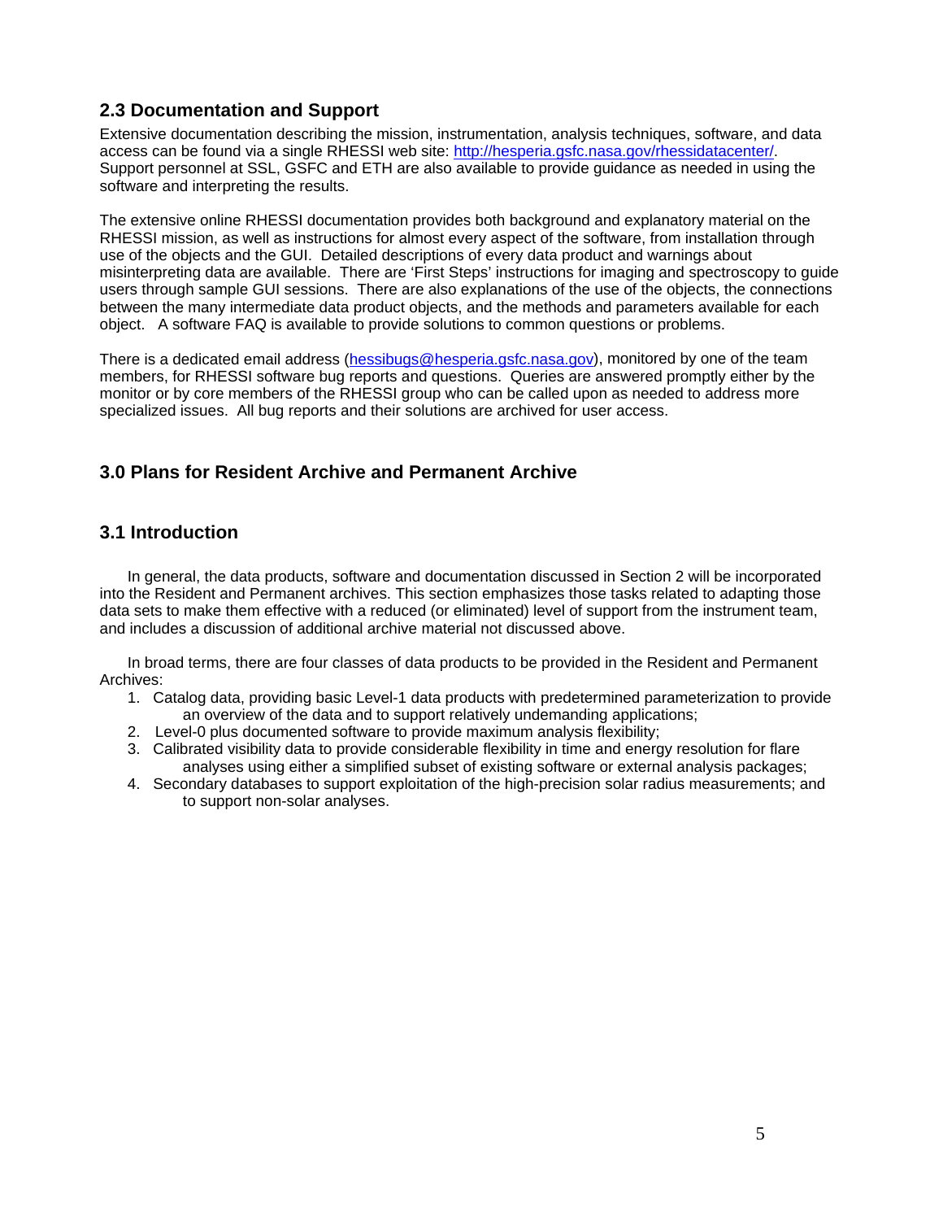## 2.3 Documentation and Support

Extensive documentation describing the mission, instrumentation, analysis techniques, software, and data access can be found via a single RHESSI web site: http://hesperia.gsfc.nasa.gov/rhessidatacenter/. Support personnel at SSL, GSFC and ETH are also available to provide guidance as needed in using the software and interpreting the results.

The extensive online RHESSI documentation provides both background and explanatory material on the RHESSI mission, as well as instructions for almost every aspect of the software, from installation through use of the objects and the GUI. Detailed descriptions of every data product and warnings about misinterpreting data are available. There are 'First Steps' instructions for imaging and spectroscopy to guide users through sample GUI sessions. There are also explanations of the use of the objects, the connections between the many intermediate data product objects, and the methods and parameters available for each object. A software FAQ is available to provide solutions to common questions or problems.

There is a dedicated email address (hessibugs@hesperia.gsfc.nasa.gov), monitored by one of the team members, for RHESSI software bug reports and questions. Queries are answered promptly either by the monitor or by core members of the RHESSI group who can be called upon as needed to address more specialized issues. All bug reports and their solutions are archived for user access.

## 3.0 Plans for Resident Archive and Permanent Archive

## 3.1 Introduction

In general, the data products, software and documentation discussed in Section 2 will be incorporated into the Resident and Permanent archives. This section emphasizes those tasks related to adapting those data sets to make them effective with a reduced (or eliminated) level of support from the instrument team, and includes a discussion of additional archive material not discussed above.

In broad terms, there are four classes of data products to be provided in the Resident and Permanent Archives:

1. Catalog data, providing basic Level-1 data products with predetermined parameterization to provide an overview of the data and to support relatively undemanding applications;
2. Level-0 plus documented software to provide maximum analysis flexibility;
3. Calibrated visibility data to provide considerable flexibility in time and energy resolution for flare analyses using either a simplified subset of existing software or external analysis packages;
4. Secondary databases to support exploitation of the high-precision solar radius measurements; and to support non-solar analyses.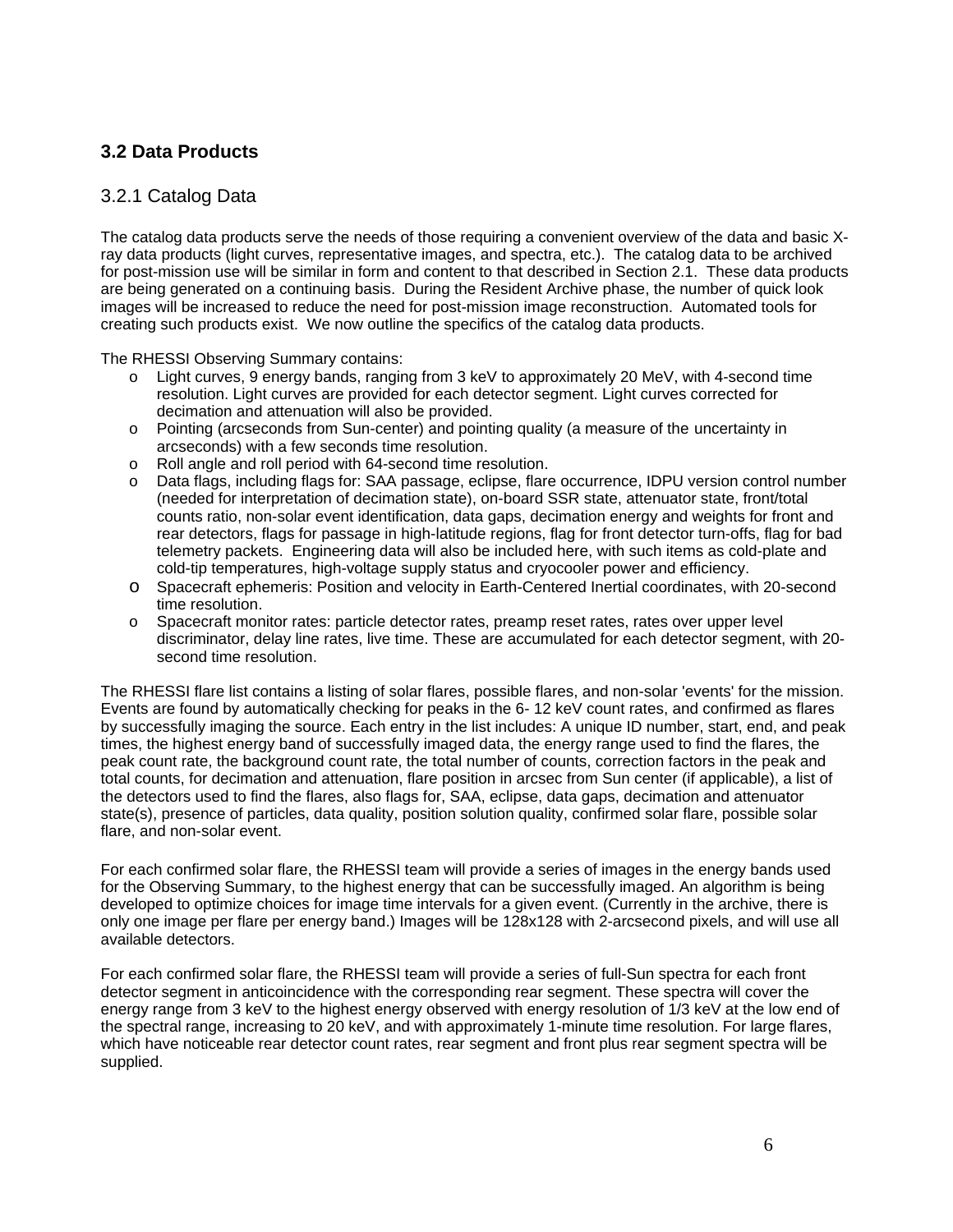## 3.2 Data Products

### 3.2.1 Catalog Data

The catalog data products serve the needs of those requiring a convenient overview of the data and basic X-ray data products (light curves, representative images, and spectra, etc.). The catalog data to be archived for post-mission use will be similar in form and content to that described in Section 2.1. These data products are being generated on a continuing basis. During the Resident Archive phase, the number of quick look images will be increased to reduce the need for post-mission image reconstruction. Automated tools for creating such products exist. We now outline the specifics of the catalog data products.

The RHESSI Observing Summary contains:

- Light curves, 9 energy bands, ranging from 3 keV to approximately 20 MeV, with 4-second time resolution. Light curves are provided for each detector segment. Light curves corrected for decimation and attenuation will also be provided.
- Pointing (arcseconds from Sun-center) and pointing quality (a measure of the uncertainty in arcseconds) with a few seconds time resolution.
- Roll angle and roll period with 64-second time resolution.
- Data flags, including flags for: SAA passage, eclipse, flare occurrence, IDPU version control number (needed for interpretation of decimation state), on-board SSR state, attenuator state, front/total counts ratio, non-solar event identification, data gaps, decimation energy and weights for front and rear detectors, flags for passage in high-latitude regions, flag for front detector turn-offs, flag for bad telemetry packets. Engineering data will also be included here, with such items as cold-plate and cold-tip temperatures, high-voltage supply status and cryocooler power and efficiency.
- Spacecraft ephemeris: Position and velocity in Earth-Centered Inertial coordinates, with 20-second time resolution.
- Spacecraft monitor rates: particle detector rates, preamp reset rates, rates over upper level discriminator, delay line rates, live time. These are accumulated for each detector segment, with 20-second time resolution.

The RHESSI flare list contains a listing of solar flares, possible flares, and non-solar 'events' for the mission. Events are found by automatically checking for peaks in the 6- 12 keV count rates, and confirmed as flares by successfully imaging the source. Each entry in the list includes: A unique ID number, start, end, and peak times, the highest energy band of successfully imaged data, the energy range used to find the flares, the peak count rate, the background count rate, the total number of counts, correction factors in the peak and total counts, for decimation and attenuation, flare position in arcsec from Sun center (if applicable), a list of the detectors used to find the flares, also flags for, SAA, eclipse, data gaps, decimation and attenuator state(s), presence of particles, data quality, position solution quality, confirmed solar flare, possible solar flare, and non-solar event.

For each confirmed solar flare, the RHESSI team will provide a series of images in the energy bands used for the Observing Summary, to the highest energy that can be successfully imaged. An algorithm is being developed to optimize choices for image time intervals for a given event. (Currently in the archive, there is only one image per flare per energy band.) Images will be 128x128 with 2-arcsecond pixels, and will use all available detectors.

For each confirmed solar flare, the RHESSI team will provide a series of full-Sun spectra for each front detector segment in anticoincidence with the corresponding rear segment. These spectra will cover the energy range from 3 keV to the highest energy observed with energy resolution of 1/3 keV at the low end of the spectral range, increasing to 20 keV, and with approximately 1-minute time resolution. For large flares, which have noticeable rear detector count rates, rear segment and front plus rear segment spectra will be supplied.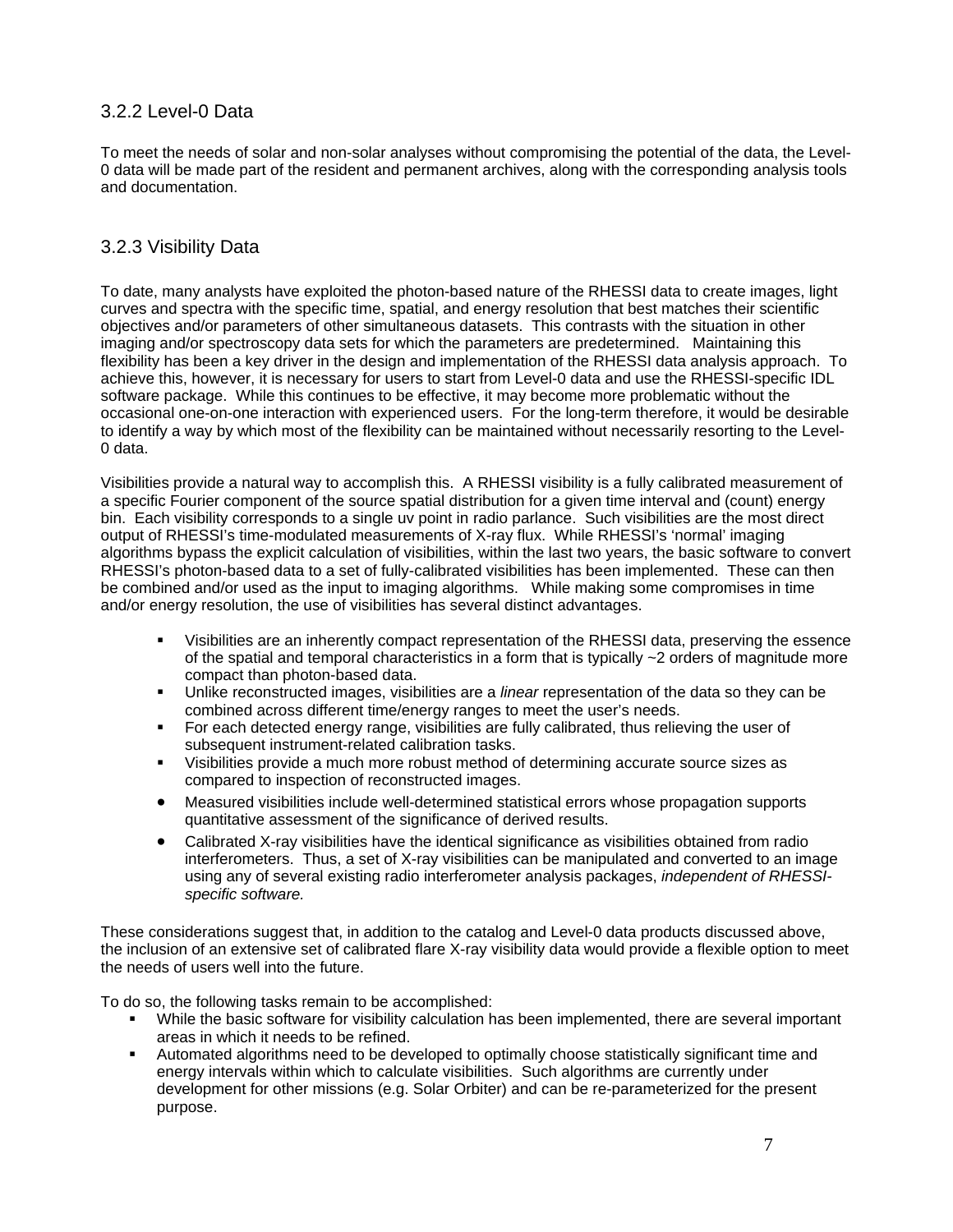### 3.2.2 Level-0 Data

To meet the needs of solar and non-solar analyses without compromising the potential of the data, the Level-0 data will be made part of the resident and permanent archives, along with the corresponding analysis tools and documentation.

### 3.2.3 Visibility Data

To date, many analysts have exploited the photon-based nature of the RHESSI data to create images, light curves and spectra with the specific time, spatial, and energy resolution that best matches their scientific objectives and/or parameters of other simultaneous datasets. This contrasts with the situation in other imaging and/or spectroscopy data sets for which the parameters are predetermined. Maintaining this flexibility has been a key driver in the design and implementation of the RHESSI data analysis approach. To achieve this, however, it is necessary for users to start from Level-0 data and use the RHESSI-specific IDL software package. While this continues to be effective, it may become more problematic without the occasional one-on-one interaction with experienced users. For the long-term therefore, it would be desirable to identify a way by which most of the flexibility can be maintained without necessarily resorting to the Level-0 data.

Visibilities provide a natural way to accomplish this. A RHESSI visibility is a fully calibrated measurement of a specific Fourier component of the source spatial distribution for a given time interval and (count) energy bin. Each visibility corresponds to a single uv point in radio parlance. Such visibilities are the most direct output of RHESSI's time-modulated measurements of X-ray flux. While RHESSI's 'normal' imaging algorithms bypass the explicit calculation of visibilities, within the last two years, the basic software to convert RHESSI's photon-based data to a set of fully-calibrated visibilities has been implemented. These can then be combined and/or used as the input to imaging algorithms. While making some compromises in time and/or energy resolution, the use of visibilities has several distinct advantages.

- Visibilities are an inherently compact representation of the RHESSI data, preserving the essence of the spatial and temporal characteristics in a form that is typically ~2 orders of magnitude more compact than photon-based data.
- Unlike reconstructed images, visibilities are a *linear* representation of the data so they can be combined across different time/energy ranges to meet the user's needs.
- For each detected energy range, visibilities are fully calibrated, thus relieving the user of subsequent instrument-related calibration tasks.
- Visibilities provide a much more robust method of determining accurate source sizes as compared to inspection of reconstructed images.
- Measured visibilities include well-determined statistical errors whose propagation supports quantitative assessment of the significance of derived results.
- Calibrated X-ray visibilities have the identical significance as visibilities obtained from radio interferometers. Thus, a set of X-ray visibilities can be manipulated and converted to an image using any of several existing radio interferometer analysis packages, *independent of RHESSI-specific software.*

These considerations suggest that, in addition to the catalog and Level-0 data products discussed above, the inclusion of an extensive set of calibrated flare X-ray visibility data would provide a flexible option to meet the needs of users well into the future.

To do so, the following tasks remain to be accomplished:

- While the basic software for visibility calculation has been implemented, there are several important areas in which it needs to be refined.
- Automated algorithms need to be developed to optimally choose statistically significant time and energy intervals within which to calculate visibilities. Such algorithms are currently under development for other missions (e.g. Solar Orbiter) and can be re-parameterized for the present purpose.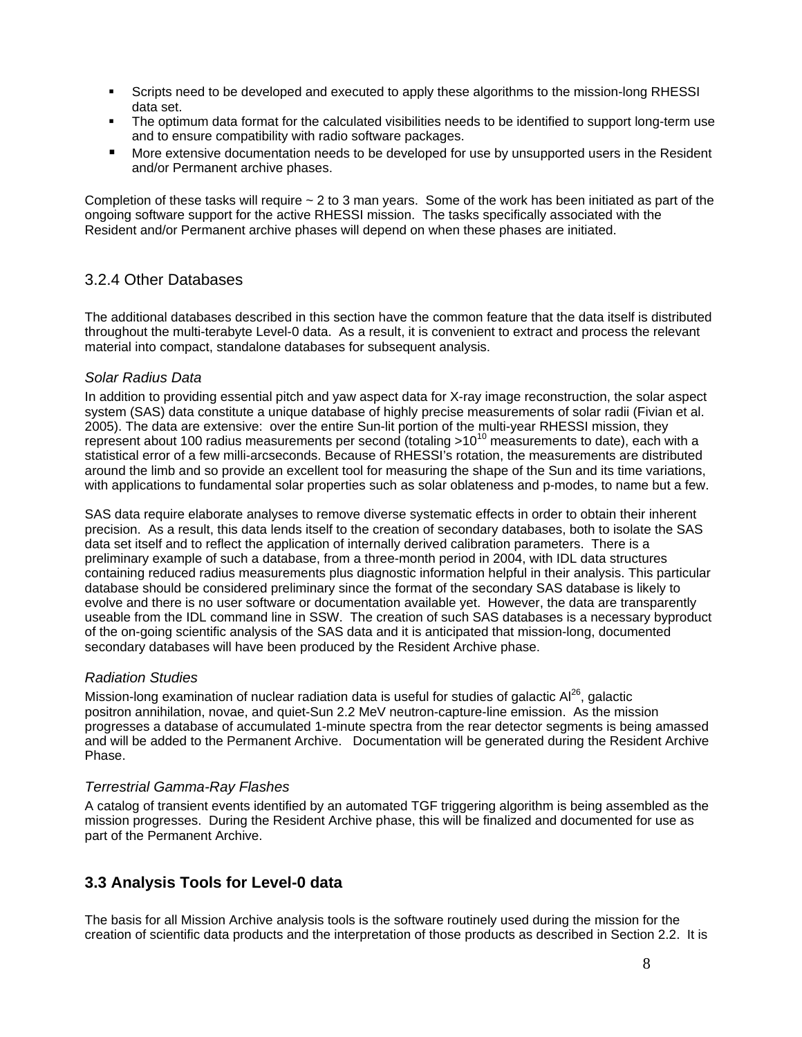- Scripts need to be developed and executed to apply these algorithms to the mission-long RHESSI data set.
- The optimum data format for the calculated visibilities needs to be identified to support long-term use and to ensure compatibility with radio software packages.
- More extensive documentation needs to be developed for use by unsupported users in the Resident and/or Permanent archive phases.

Completion of these tasks will require ~ 2 to 3 man years. Some of the work has been initiated as part of the ongoing software support for the active RHESSI mission. The tasks specifically associated with the Resident and/or Permanent archive phases will depend on when these phases are initiated.

### 3.2.4 Other Databases

The additional databases described in this section have the common feature that the data itself is distributed throughout the multi-terabyte Level-0 data. As a result, it is convenient to extract and process the relevant material into compact, standalone databases for subsequent analysis.

#### *Solar Radius Data*

In addition to providing essential pitch and yaw aspect data for X-ray image reconstruction, the solar aspect system (SAS) data constitute a unique database of highly precise measurements of solar radii (Fivian et al. 2005). The data are extensive: over the entire Sun-lit portion of the multi-year RHESSI mission, they represent about 100 radius measurements per second (totaling $>10^{10}$ measurements to date), each with a statistical error of a few milli-arcseconds. Because of RHESSI's rotation, the measurements are distributed around the limb and so provide an excellent tool for measuring the shape of the Sun and its time variations, with applications to fundamental solar properties such as solar oblateness and p-modes, to name but a few.

SAS data require elaborate analyses to remove diverse systematic effects in order to obtain their inherent precision. As a result, this data lends itself to the creation of secondary databases, both to isolate the SAS data set itself and to reflect the application of internally derived calibration parameters. There is a preliminary example of such a database, from a three-month period in 2004, with IDL data structures containing reduced radius measurements plus diagnostic information helpful in their analysis. This particular database should be considered preliminary since the format of the secondary SAS database is likely to evolve and there is no user software or documentation available yet. However, the data are transparently useable from the IDL command line in SSW. The creation of such SAS databases is a necessary byproduct of the on-going scientific analysis of the SAS data and it is anticipated that mission-long, documented secondary databases will have been produced by the Resident Archive phase.

#### *Radiation Studies*

Mission-long examination of nuclear radiation data is useful for studies of galactic $Al^{26}$, galactic positron annihilation, novae, and quiet-Sun 2.2 MeV neutron-capture-line emission. As the mission progresses a database of accumulated 1-minute spectra from the rear detector segments is being amassed and will be added to the Permanent Archive. Documentation will be generated during the Resident Archive Phase.

#### *Terrestrial Gamma-Ray Flashes*

A catalog of transient events identified by an automated TGF triggering algorithm is being assembled as the mission progresses. During the Resident Archive phase, this will be finalized and documented for use as part of the Permanent Archive.

## 3.3 Analysis Tools for Level-0 data

The basis for all Mission Archive analysis tools is the software routinely used during the mission for the creation of scientific data products and the interpretation of those products as described in Section 2.2. It is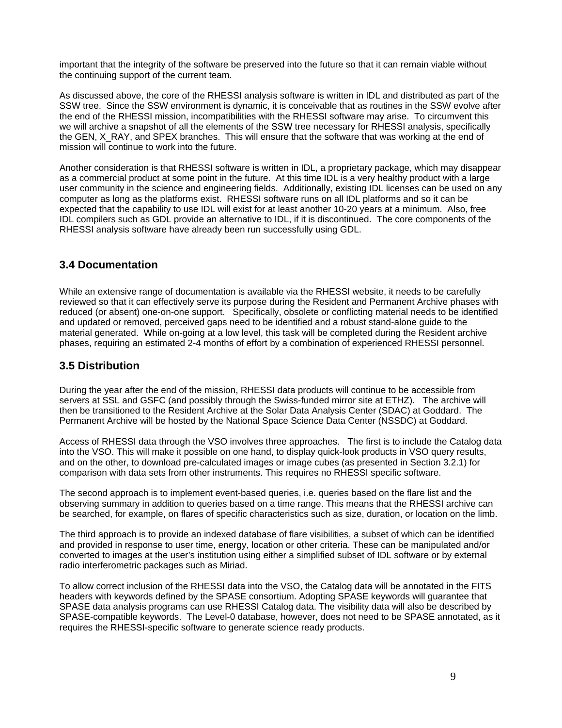important that the integrity of the software be preserved into the future so that it can remain viable without the continuing support of the current team.

As discussed above, the core of the RHESSI analysis software is written in IDL and distributed as part of the SSW tree. Since the SSW environment is dynamic, it is conceivable that as routines in the SSW evolve after the end of the RHESSI mission, incompatibilities with the RHESSI software may arise. To circumvent this we will archive a snapshot of all the elements of the SSW tree necessary for RHESSI analysis, specifically the GEN, X_RAY, and SPEX branches. This will ensure that the software that was working at the end of mission will continue to work into the future.

Another consideration is that RHESSI software is written in IDL, a proprietary package, which may disappear as a commercial product at some point in the future. At this time IDL is a very healthy product with a large user community in the science and engineering fields. Additionally, existing IDL licenses can be used on any computer as long as the platforms exist. RHESSI software runs on all IDL platforms and so it can be expected that the capability to use IDL will exist for at least another 10-20 years at a minimum. Also, free IDL compilers such as GDL provide an alternative to IDL, if it is discontinued. The core components of the RHESSI analysis software have already been run successfully using GDL.

## 3.4 Documentation

While an extensive range of documentation is available via the RHESSI website, it needs to be carefully reviewed so that it can effectively serve its purpose during the Resident and Permanent Archive phases with reduced (or absent) one-on-one support. Specifically, obsolete or conflicting material needs to be identified and updated or removed, perceived gaps need to be identified and a robust stand-alone guide to the material generated. While on-going at a low level, this task will be completed during the Resident archive phases, requiring an estimated 2-4 months of effort by a combination of experienced RHESSI personnel.

## 3.5 Distribution

During the year after the end of the mission, RHESSI data products will continue to be accessible from servers at SSL and GSFC (and possibly through the Swiss-funded mirror site at ETHZ). The archive will then be transitioned to the Resident Archive at the Solar Data Analysis Center (SDAC) at Goddard. The Permanent Archive will be hosted by the National Space Science Data Center (NSSDC) at Goddard.

Access of RHESSI data through the VSO involves three approaches. The first is to include the Catalog data into the VSO. This will make it possible on one hand, to display quick-look products in VSO query results, and on the other, to download pre-calculated images or image cubes (as presented in Section 3.2.1) for comparison with data sets from other instruments. This requires no RHESSI specific software.

The second approach is to implement event-based queries, i.e. queries based on the flare list and the observing summary in addition to queries based on a time range. This means that the RHESSI archive can be searched, for example, on flares of specific characteristics such as size, duration, or location on the limb.

The third approach is to provide an indexed database of flare visibilities, a subset of which can be identified and provided in response to user time, energy, location or other criteria. These can be manipulated and/or converted to images at the user's institution using either a simplified subset of IDL software or by external radio interferometric packages such as Miriad.

To allow correct inclusion of the RHESSI data into the VSO, the Catalog data will be annotated in the FITS headers with keywords defined by the SPASE consortium. Adopting SPASE keywords will guarantee that SPASE data analysis programs can use RHESSI Catalog data. The visibility data will also be described by SPASE-compatible keywords. The Level-0 database, however, does not need to be SPASE annotated, as it requires the RHESSI-specific software to generate science ready products.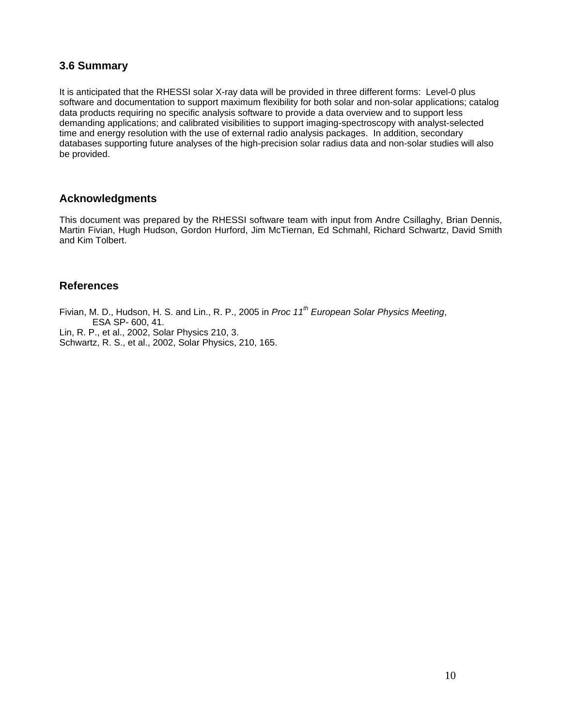### 3.6 Summary

It is anticipated that the RHESSI solar X-ray data will be provided in three different forms: Level-0 plus software and documentation to support maximum flexibility for both solar and non-solar applications; catalog data products requiring no specific analysis software to provide a data overview and to support less demanding applications; and calibrated visibilities to support imaging-spectroscopy with analyst-selected time and energy resolution with the use of external radio analysis packages. In addition, secondary databases supporting future analyses of the high-precision solar radius data and non-solar studies will also be provided.

## Acknowledgments

This document was prepared by the RHESSI software team with input from Andre Csillaghy, Brian Dennis, Martin Fivian, Hugh Hudson, Gordon Hurford, Jim McTiernan, Ed Schmahl, Richard Schwartz, David Smith and Kim Tolbert.

## References

Fivian, M. D., Hudson, H. S. and Lin., R. P., 2005 in *Proc 11th European Solar Physics Meeting*, ESA SP- 600, 41.

Lin, R. P., et al., 2002, Solar Physics 210, 3.

Schwartz, R. S., et al., 2002, Solar Physics, 210, 165.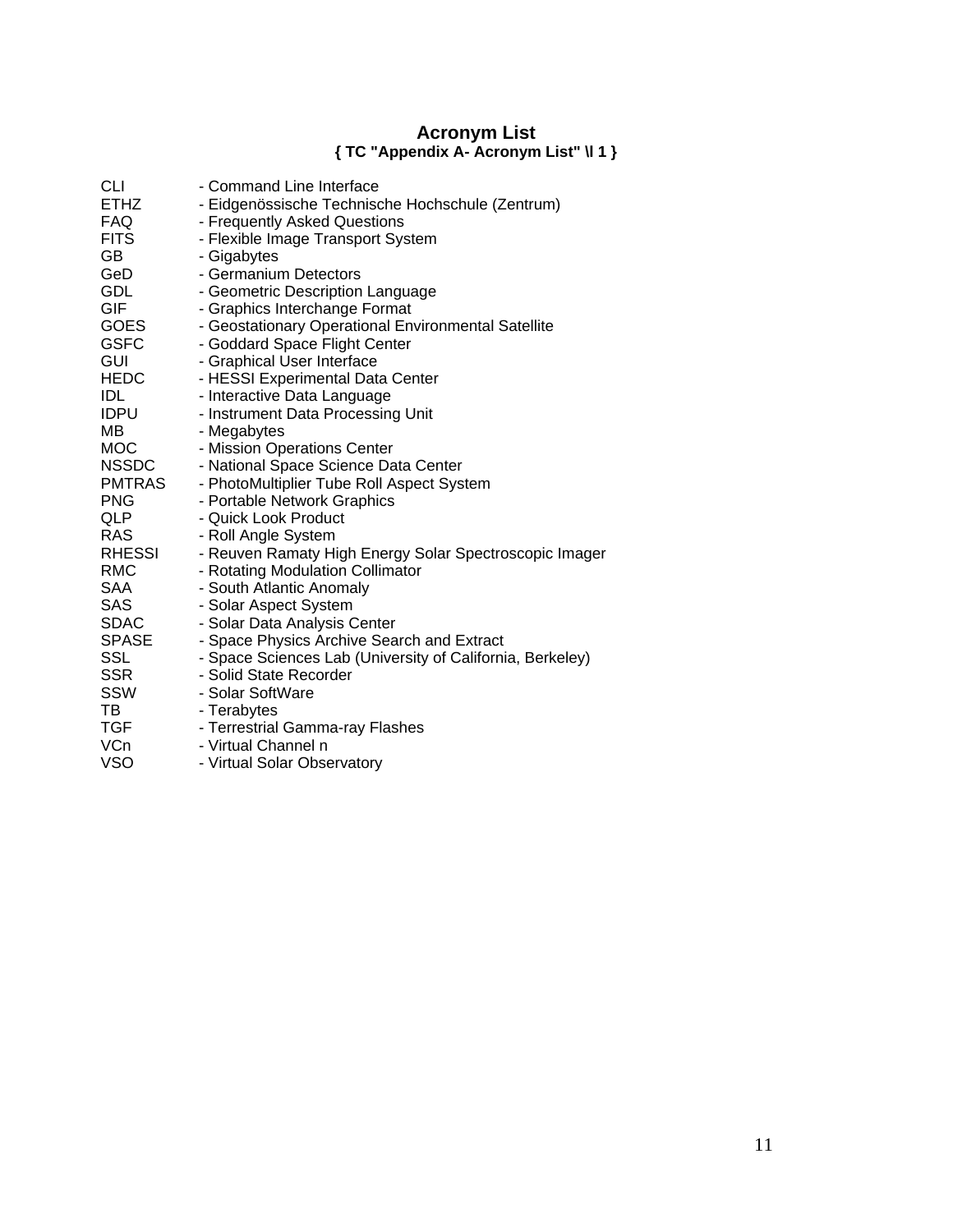# Acronym List

**{ TC "Appendix A- Acronym List" \l 1 }**

| | |
|---|---|
| CLI | - Command Line Interface |
| ETHZ | - Eidgenössische Technische Hochschule (Zentrum) |
| FAQ | - Frequently Asked Questions |
| FITS | - Flexible Image Transport System |
| GB | - Gigabytes |
| GeD | - Germanium Detectors |
| GDL | - Geometric Description Language |
| GIF | - Graphics Interchange Format |
| GOES | - Geostationary Operational Environmental Satellite |
| GSFC | - Goddard Space Flight Center |
| GUI | - Graphical User Interface |
| HEDC | - HESSI Experimental Data Center |
| IDL | - Interactive Data Language |
| IDPU | - Instrument Data Processing Unit |
| MB | - Megabytes |
| MOC | - Mission Operations Center |
| NSSDC | - National Space Science Data Center |
| PMTRAS | - PhotoMultiplier Tube Roll Aspect System |
| PNG | - Portable Network Graphics |
| QLP | - Quick Look Product |
| RAS | - Roll Angle System |
| RHESSI | - Reuven Ramaty High Energy Solar Spectroscopic Imager |
| RMC | - Rotating Modulation Collimator |
| SAA | - South Atlantic Anomaly |
| SAS | - Solar Aspect System |
| SDAC | - Solar Data Analysis Center |
| SPASE | - Space Physics Archive Search and Extract |
| SSL | - Space Sciences Lab (University of California, Berkeley) |
| SSR | - Solid State Recorder |
| SSW | - Solar SoftWare |
| TB | - Terabytes |
| TGF | - Terrestrial Gamma-ray Flashes |
| VCn | - Virtual Channel n |
| VSO | - Virtual Solar Observatory |